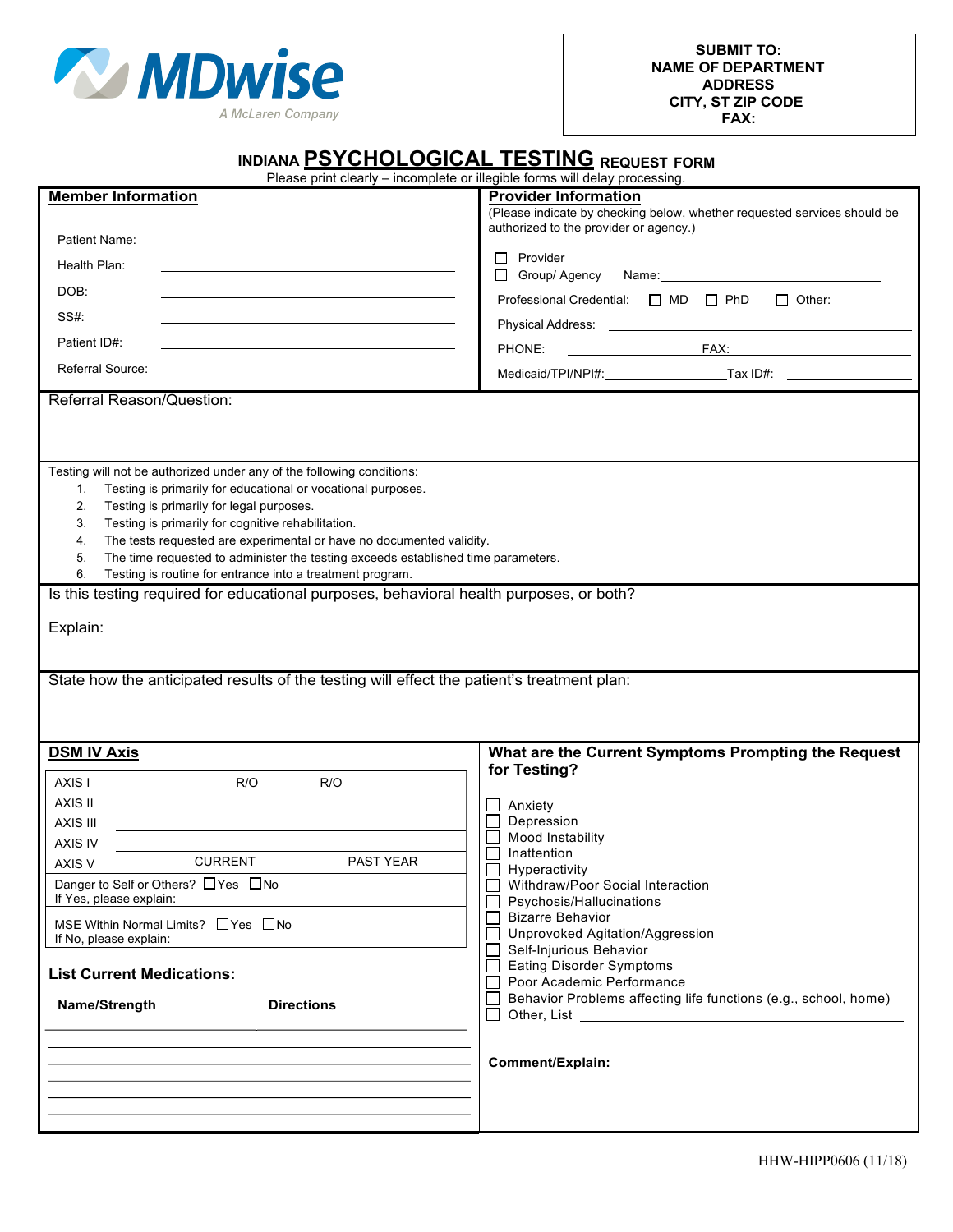**MDwise**
A McLaren Company

**SUBMIT TO:**
**NAME OF DEPARTMENT**
**ADDRESS**
**CITY, ST ZIP CODE**
**FAX:**

# INDIANA PSYCHOLOGICAL TESTING REQUEST FORM

Please print clearly – incomplete or illegible forms will delay processing.

## Member Information

Patient Name: ____________________

Health Plan: ____________________

DOB: ____________________

SS#: ____________________

Patient ID#: ____________________

Referral Source: ____________________

## Provider Information

(Please indicate by checking below, whether requested services should be authorized to the provider or agency.)

☐ Provider
☐ Group/ Agency Name: ____________________

Professional Credential: ☐ MD ☐ PhD ☐ Other: ________

Physical Address: ____________________

PHONE: ____________ FAX: ____________

Medicaid/TPI/NPI#: ____________ Tax ID#: ____________

Referral Reason/Question:

Testing will not be authorized under any of the following conditions:

1. Testing is primarily for educational or vocational purposes.
2. Testing is primarily for legal purposes.
3. Testing is primarily for cognitive rehabilitation.
4. The tests requested are experimental or have no documented validity.
5. The time requested to administer the testing exceeds established time parameters.
6. Testing is routine for entrance into a treatment program.

Is this testing required for educational purposes, behavioral health purposes, or both?

Explain:

State how the anticipated results of the testing will effect the patient's treatment plan:

## DSM IV Axis

| AXIS I | R/O | R/O |
|---|---|---|
| AXIS II | | |
| AXIS III | | |
| AXIS IV | | |
| AXIS V | CURRENT | PAST YEAR |

Danger to Self or Others? ☐Yes ☐No
If Yes, please explain:

MSE Within Normal Limits? ☐Yes ☐No
If No, please explain:

**List Current Medications:**

| **Name/Strength** | **Directions** |
|---|---|
| | |
| | |
| | |
| | |
| | |

## What are the Current Symptoms Prompting the Request for Testing?

☐ Anxiety
☐ Depression
☐ Mood Instability
☐ Inattention
☐ Hyperactivity
☐ Withdrawn/Poor Social Interaction
☐ Psychosis/Hallucinations
☐ Bizarre Behavior
☐ Unprovoked Agitation/Aggression
☐ Self-Injurious Behavior
☐ Eating Disorder Symptoms
☐ Poor Academic Performance
☐ Behavior Problems affecting life functions (e.g., school, home)
☐ Other, List ____________________

**Comment/Explain:**

HHW-HIPP0606 (11/18)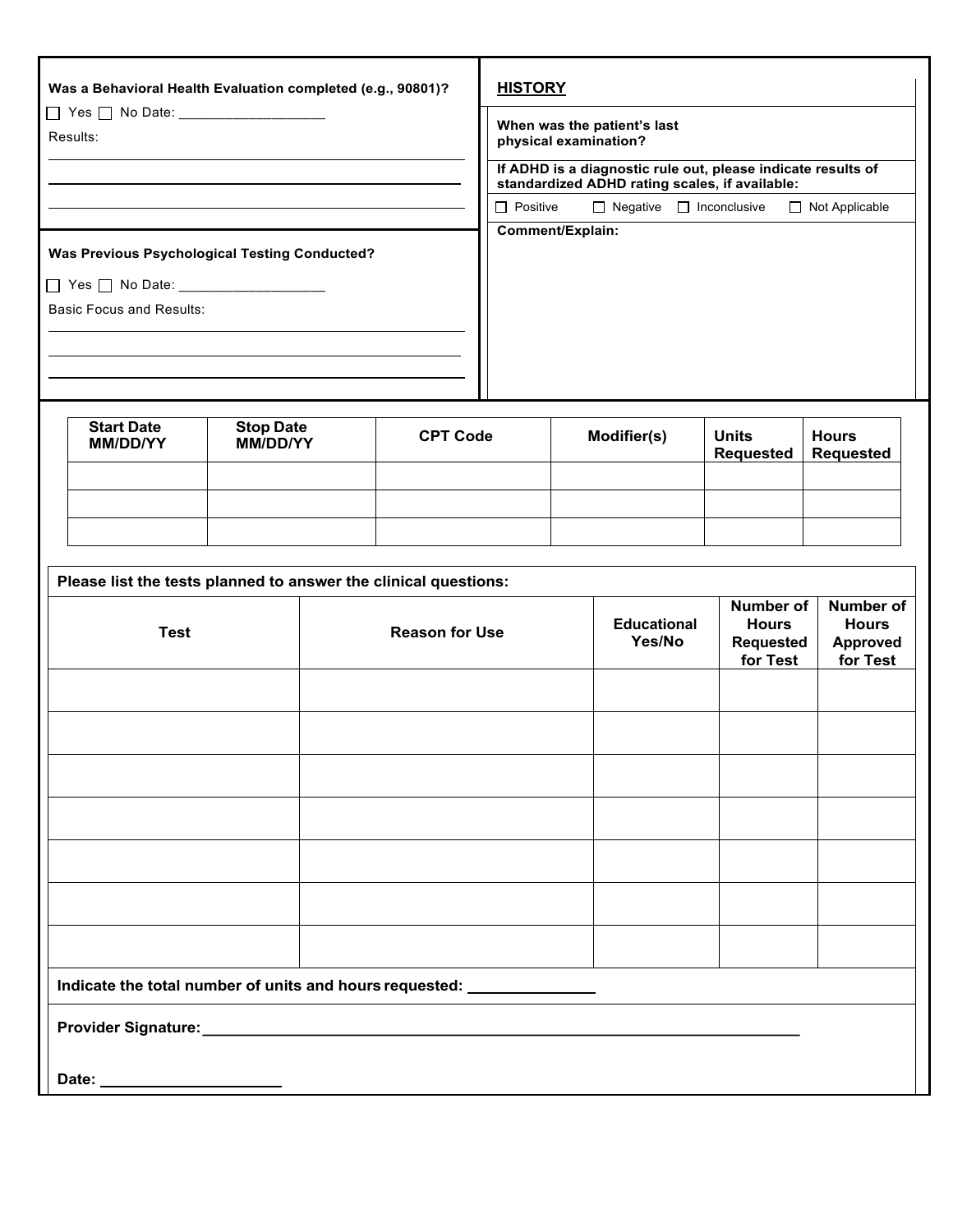**Was a Behavioral Health Evaluation completed (e.g., 90801)?**

☐ Yes ☐ No Date: ___________________

Results:

______________________________________________________

______________________________________________________

______________________________________________________

**Was Previous Psychological Testing Conducted?**

☐ Yes ☐ No Date: ___________________

Basic Focus and Results:

______________________________________________________

______________________________________________________

______________________________________________________

## HISTORY

**When was the patient's last physical examination?**

**If ADHD is a diagnostic rule out, please indicate results of standardized ADHD rating scales, if available:**

☐ Positive ☐ Negative ☐ Inconclusive ☐ Not Applicable

**Comment/Explain:**

| Start Date MM/DD/YY | Stop Date MM/DD/YY | CPT Code | Modifier(s) | Units Requested | Hours Requested |
|---|---|---|---|---|---|
| | | | | | |
| | | | | | |
| | | | | | |

**Please list the tests planned to answer the clinical questions:**

| Test | Reason for Use | Educational Yes/No | Number of Hours Requested for Test | Number of Hours Approved for Test |
|---|---|---|---|---|
| | | | | |
| | | | | |
| | | | | |
| | | | | |
| | | | | |
| | | | | |
| | | | | |

**Indicate the total number of units and hours requested:** _______________

**Provider Signature:** ______________________________________________________

**Date:** _____________________